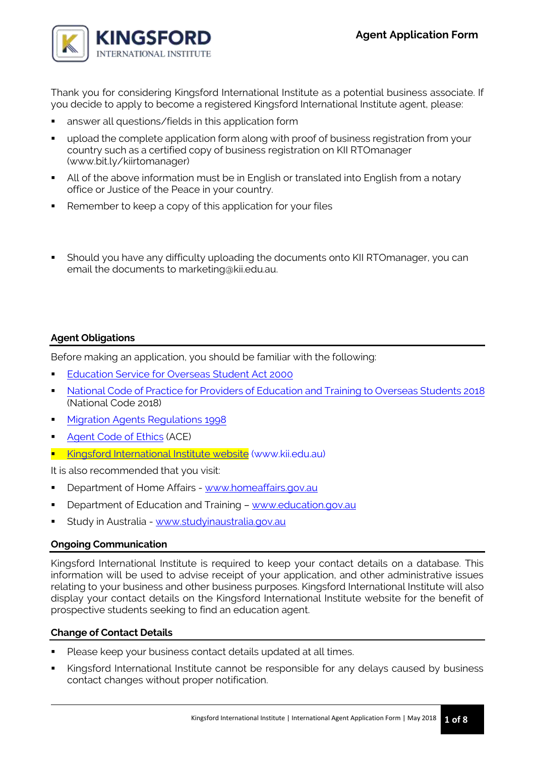KINGSFORD INTERNATIONAL INSTITUTE

# Agent Application Form

Thank you for considering Kingsford International Institute as a potential business associate. If you decide to apply to become a registered Kingsford International Institute agent, please:

- answer all questions/fields in this application form
- upload the complete application form along with proof of business registration from your country such as a certified copy of business registration on KII RTOmanager (www.bit.ly/kiirtomanager)
- All of the above information must be in English or translated into English from a notary office or Justice of the Peace in your country.
- Remember to keep a copy of this application for your files

- Should you have any difficulty uploading the documents onto KII RTOmanager, you can email the documents to marketing@kii.edu.au.

## Agent Obligations

Before making an application, you should be familiar with the following:

- Education Service for Overseas Student Act 2000
- National Code of Practice for Providers of Education and Training to Overseas Students 2018 (National Code 2018)
- Migration Agents Regulations 1998
- Agent Code of Ethics (ACE)
- Kingsford International Institute website (www.kii.edu.au)

It is also recommended that you visit:

- Department of Home Affairs - www.homeaffairs.gov.au
- Department of Education and Training – www.education.gov.au
- Study in Australia - www.studyinaustralia.gov.au

## Ongoing Communication

Kingsford International Institute is required to keep your contact details on a database. This information will be used to advise receipt of your application, and other administrative issues relating to your business and other business purposes. Kingsford International Institute will also display your contact details on the Kingsford International Institute website for the benefit of prospective students seeking to find an education agent.

## Change of Contact Details

- Please keep your business contact details updated at all times.
- Kingsford International Institute cannot be responsible for any delays caused by business contact changes without proper notification.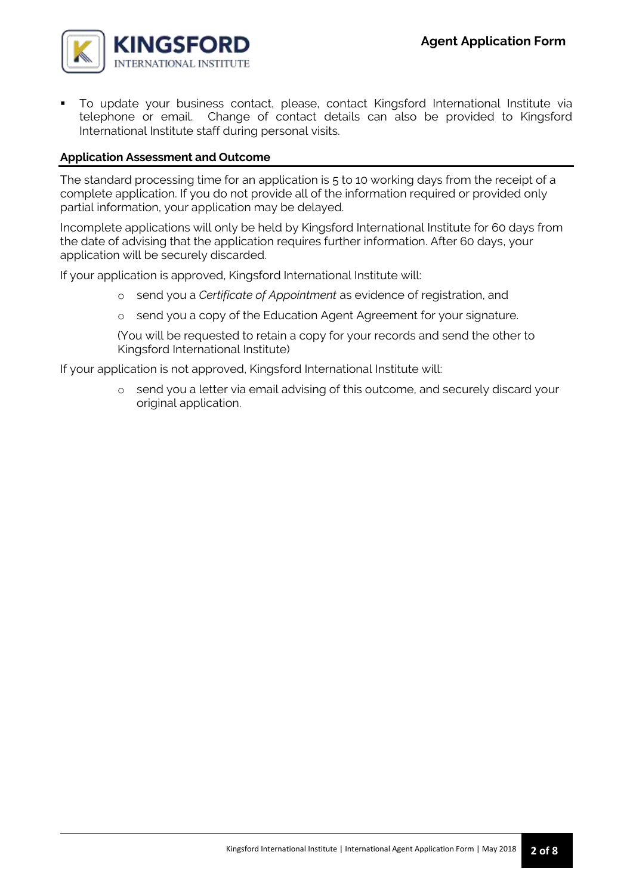- To update your business contact, please, contact Kingsford International Institute via telephone or email. Change of contact details can also be provided to Kingsford International Institute staff during personal visits.

## Application Assessment and Outcome

The standard processing time for an application is 5 to 10 working days from the receipt of a complete application. If you do not provide all of the information required or provided only partial information, your application may be delayed.

Incomplete applications will only be held by Kingsford International Institute for 60 days from the date of advising that the application requires further information. After 60 days, your application will be securely discarded.

If your application is approved, Kingsford International Institute will:

- send you a *Certificate of Appointment* as evidence of registration, and
- send you a copy of the Education Agent Agreement for your signature.

(You will be requested to retain a copy for your records and send the other to Kingsford International Institute)

If your application is not approved, Kingsford International Institute will:

- send you a letter via email advising of this outcome, and securely discard your original application.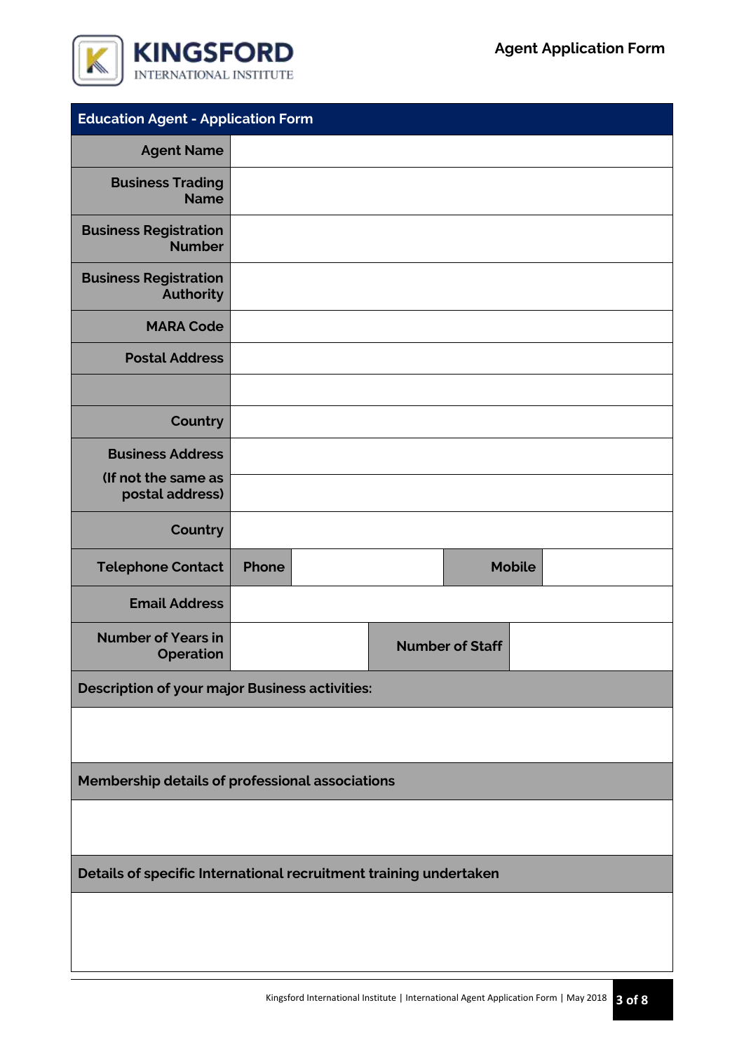# Agent Application Form

| Education Agent - Application Form | | | |
|---|---|---|---|
| Agent Name | | | |
| Business Trading Name | | | |
| Business Registration Number | | | |
| Business Registration Authority | | | |
| MARA Code | | | |
| Postal Address | | | |
| | | | |
| Country | | | |
| Business Address (If not the same as postal address) | | | |
| | | | |
| Country | | | |
| Telephone Contact | Phone | | Mobile |
| Email Address | | | |
| Number of Years in Operation | | Number of Staff | |

| Description of your major Business activities: |
|---|
| |

| Membership details of professional associations |
|---|
| |

| Details of specific International recruitment training undertaken |
|---|
| |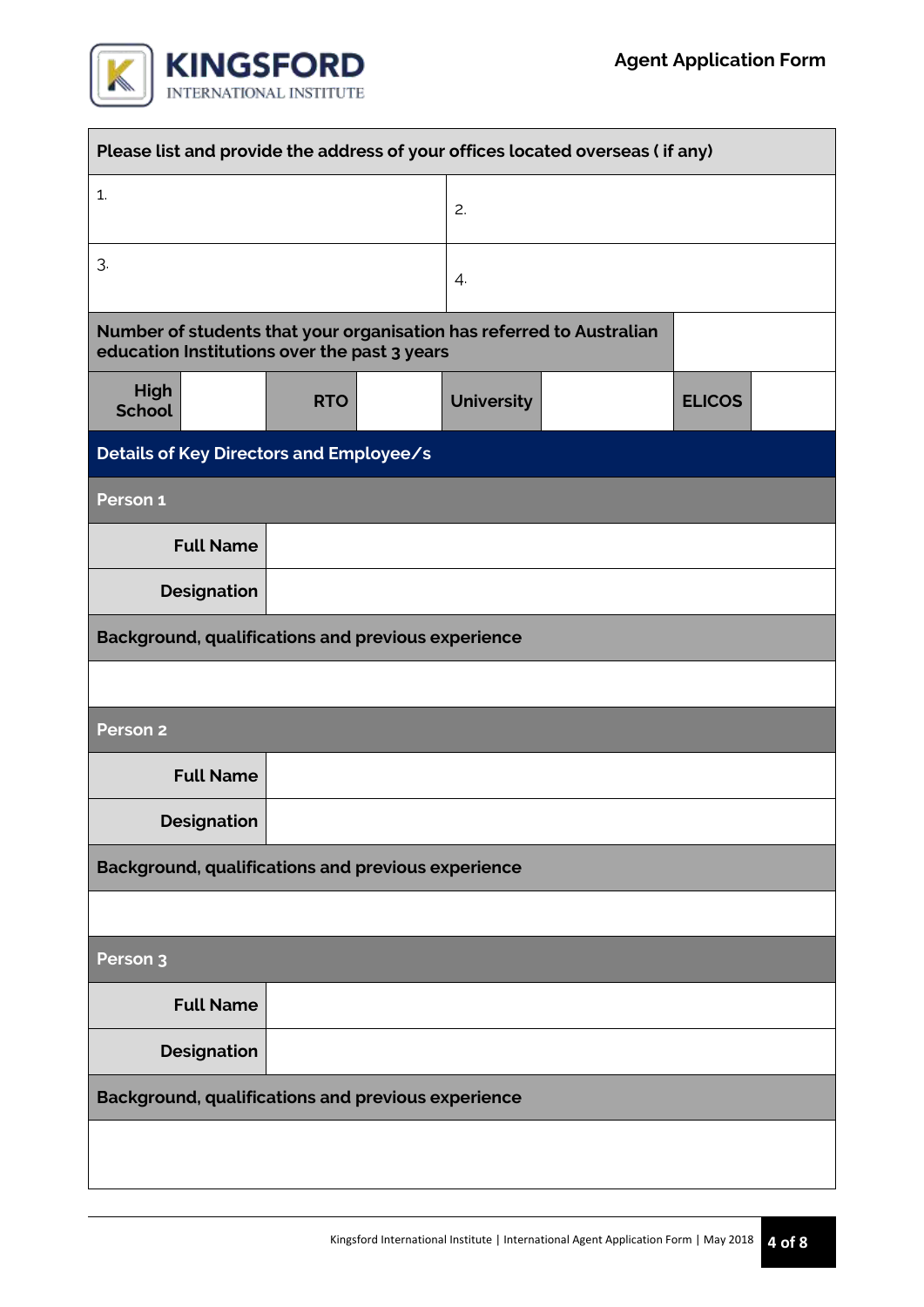| Please list and provide the address of your offices located overseas ( if any) | |
|---|---|
| 1. | 2. |
| 3. | 4. |

| Number of students that your organisation has referred to Australian education Institutions over the past 3 years | | | | | | | |
|---|---|---|---|---|---|---|---|
| High School | | RTO | | University | | ELICOS | |

## Details of Key Directors and Employee/s

**Person 1**

| | |
|---|---|
| Full Name | |
| Designation | |

**Background, qualifications and previous experience**

**Person 2**

| | |
|---|---|
| Full Name | |
| Designation | |

**Background, qualifications and previous experience**

**Person 3**

| | |
|---|---|
| Full Name | |
| Designation | |

**Background, qualifications and previous experience**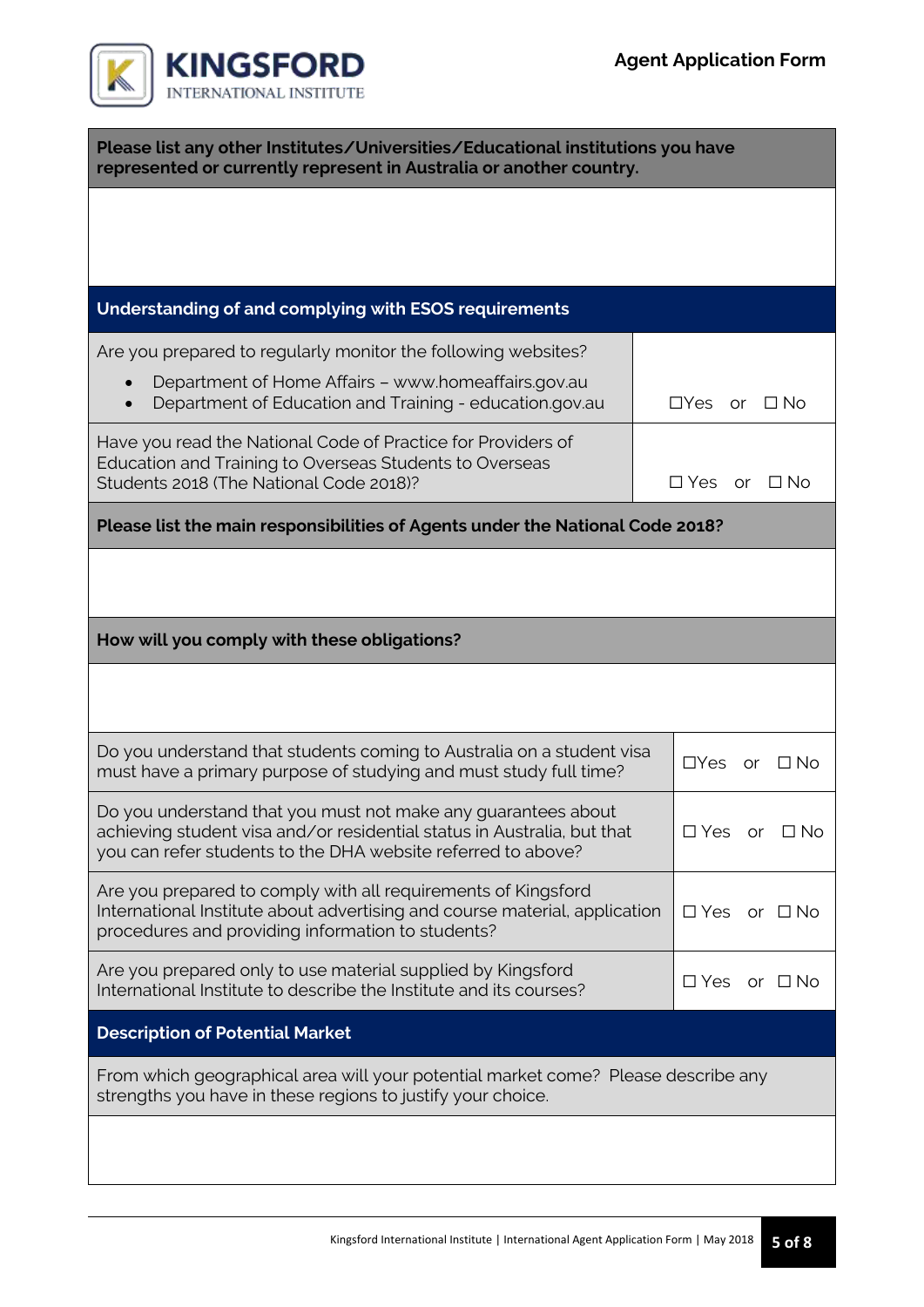**Please list any other Institutes/Universities/Educational institutions you have represented or currently represent in Australia or another country.**

## Understanding of and complying with ESOS requirements

| Question | Response |
|---|---|
| Are you prepared to regularly monitor the following websites:<br>• Department of Home Affairs – www.homeaffairs.gov.au<br>• Department of Education and Training - education.gov.au | ☐Yes or ☐ No |
| Have you read the National Code of Practice for Providers of Education and Training to Overseas Students to Overseas Students 2018 (The National Code 2018)? | ☐ Yes or ☐ No |

**Please list the main responsibilities of Agents under the National Code 2018?**

**How will you comply with these obligations?**

| Question | Response |
|---|---|
| Do you understand that students coming to Australia on a student visa must have a primary purpose of studying and must study full time? | ☐Yes or ☐ No |
| Do you understand that you must not make any guarantees about achieving student visa and/or residential status in Australia, but that you can refer students to the DHA website referred to above? | ☐ Yes or ☐ No |
| Are you prepared to comply with all requirements of Kingsford International Institute about advertising and course material, application procedures and providing information to students? | ☐ Yes or ☐ No |
| Are you prepared only to use material supplied by Kingsford International Institute to describe the Institute and its courses? | ☐ Yes or ☐ No |

## Description of Potential Market

From which geographical area will your potential market come? Please describe any strengths you have in these regions to justify your choice.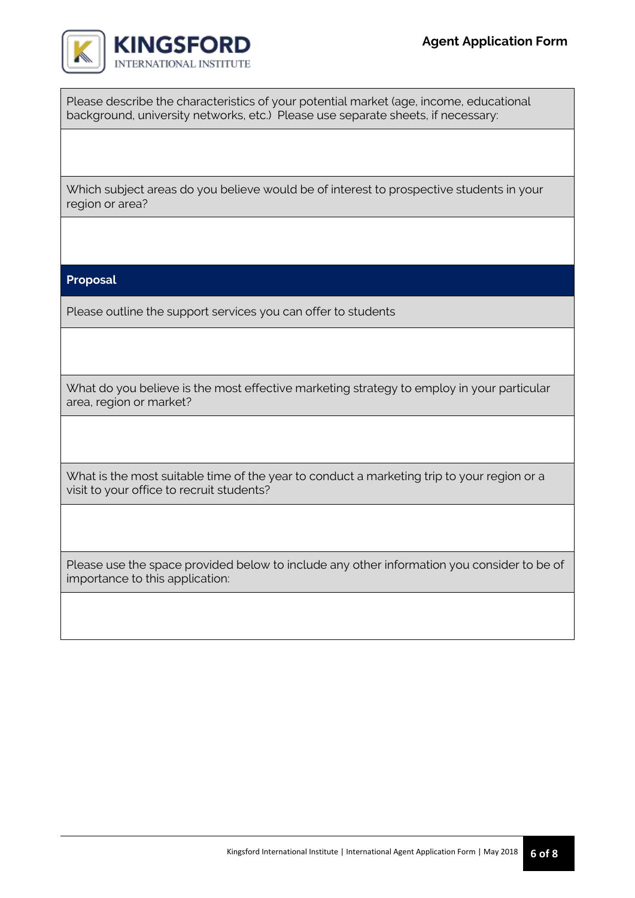Please describe the characteristics of your potential market (age, income, educational background, university networks, etc.) Please use separate sheets, if necessary:

Which subject areas do you believe would be of interest to prospective students in your region or area?

## Proposal

Please outline the support services you can offer to students

What do you believe is the most effective marketing strategy to employ in your particular area, region or market?

What is the most suitable time of the year to conduct a marketing trip to your region or a visit to your office to recruit students?

Please use the space provided below to include any other information you consider to be of importance to this application: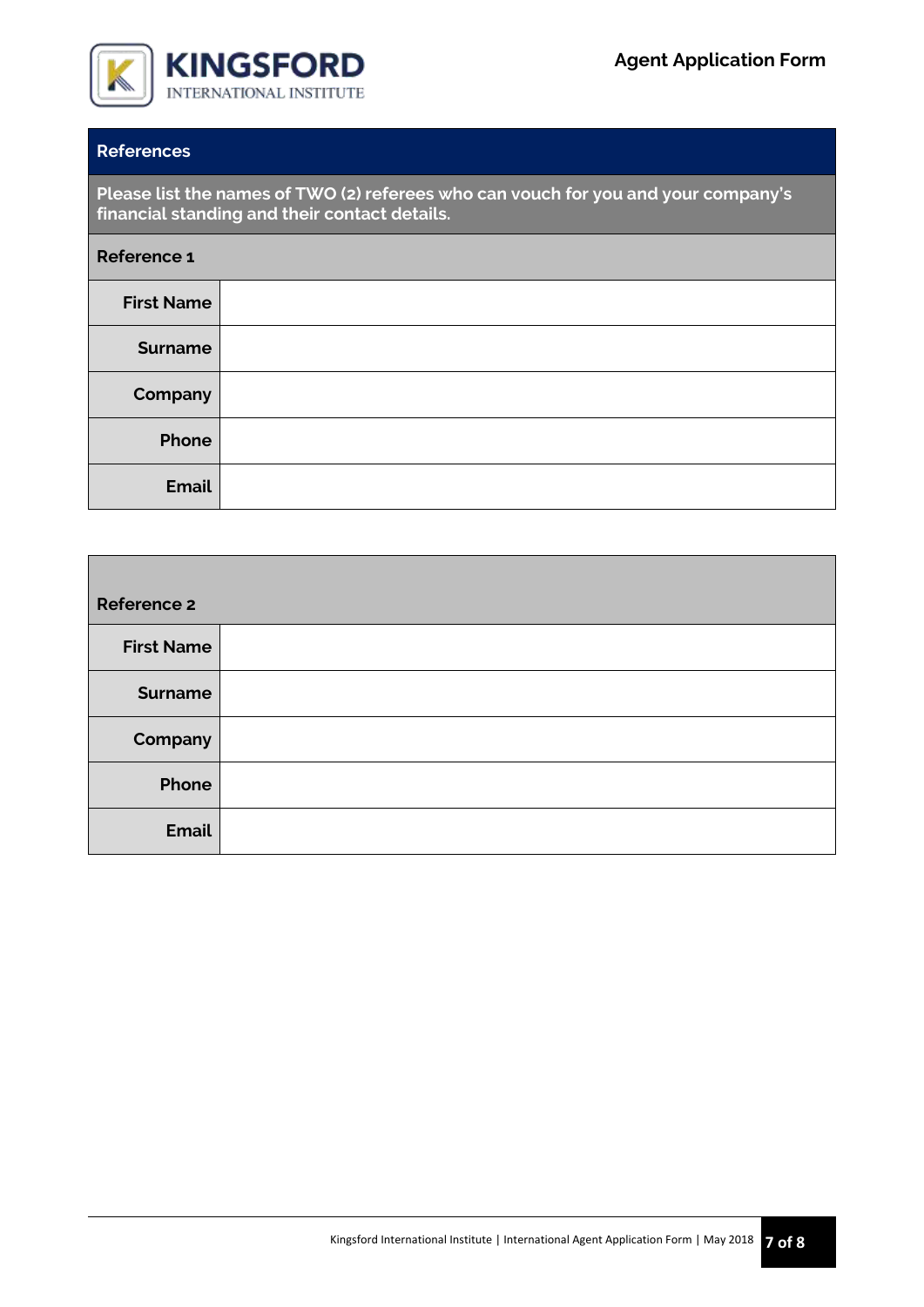## References

**Please list the names of TWO (2) referees who can vouch for you and your company's financial standing and their contact details.**

| Reference 1 | |
|---|---|
| **First Name** | |
| **Surname** | |
| **Company** | |
| **Phone** | |
| **Email** | |

| Reference 2 | |
|---|---|
| **First Name** | |
| **Surname** | |
| **Company** | |
| **Phone** | |
| **Email** | |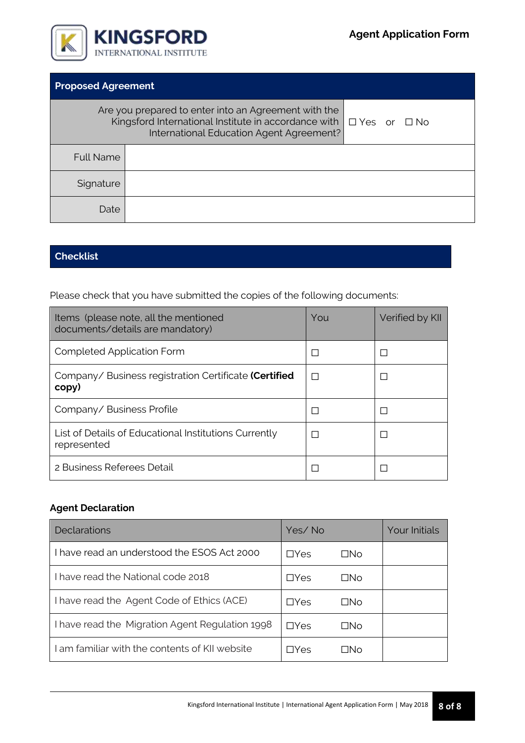## Proposed Agreement

| | |
|---|---|
| Are you prepared to enter into an Agreement with the Kingsford International Institute in accordance with International Education Agent Agreement? | ☐ Yes or ☐ No |
| Full Name | |
| Signature | |
| Date | |

## Checklist

Please check that you have submitted the copies of the following documents:

| Items (please note, all the mentioned documents/details are mandatory) | You | Verified by KII |
|---|---|---|
| Completed Application Form | ☐ | ☐ |
| Company/ Business registration Certificate **(Certified copy)** | ☐ | ☐ |
| Company/ Business Profile | ☐ | ☐ |
| List of Details of Educational Institutions Currently represented | ☐ | ☐ |
| 2 Business Referees Detail | ☐ | ☐ |

### Agent Declaration

| Declarations | Yes/ No | Your Initials |
|---|---|---|
| I have read an understood the ESOS Act 2000 | ☐Yes ☐No | |
| I have read the National code 2018 | ☐Yes ☐No | |
| I have read the Agent Code of Ethics (ACE) | ☐Yes ☐No | |
| I have read the Migration Agent Regulation 1998 | ☐Yes ☐No | |
| I am familiar with the contents of KII website | ☐Yes ☐No | |